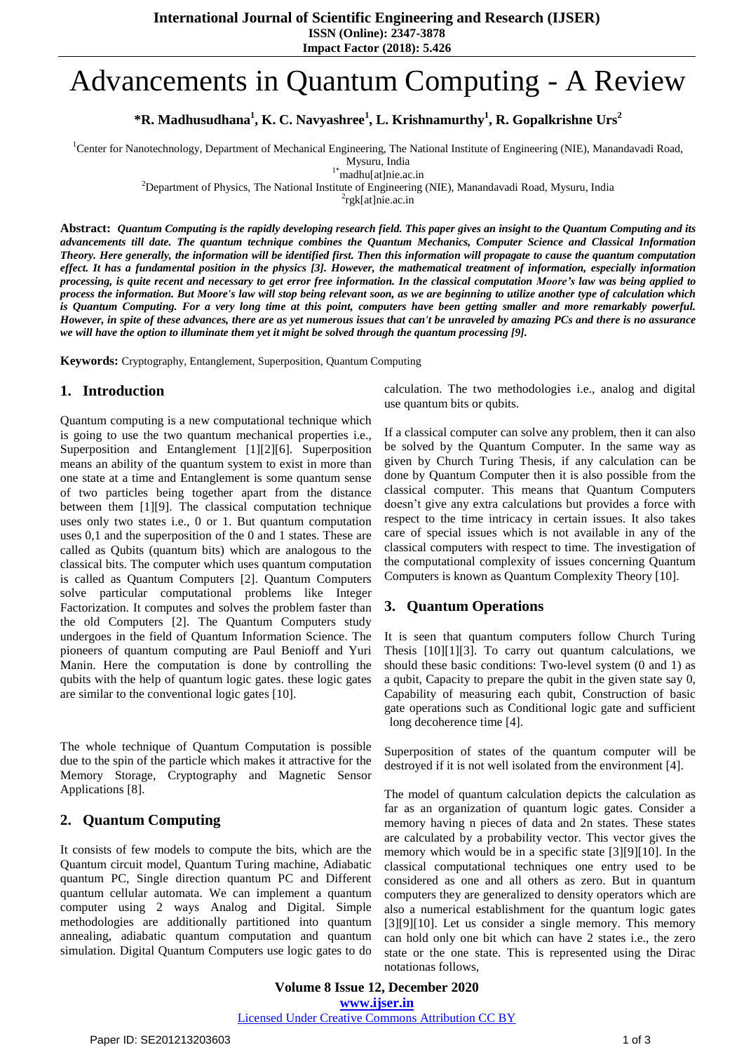# Advancements in Quantum Computing - A Review

**\*R. Madhusudhana[1], K. C. Navyashree[1], L. Krishnamurthy[1], R. Gopalkrishne Urs[2]**

[1]Center for Nanotechnology, Department of Mechanical Engineering, The National Institute of Engineering (NIE), Manandavadi Road, Mysuru, India

[1*]madhu[at]nie.ac.in

[2]Department of Physics, The National Institute of Engineering (NIE), Manandavadi Road, Mysuru, India

[2]rgk[at]nie.ac.in

**Abstract:** ***Quantum Computing is the rapidly developing research field. This paper gives an insight to the Quantum Computing and its advancements till date. The quantum technique combines the Quantum Mechanics, Computer Science and Classical Information Theory. Here generally, the information will be identified first. Then this information will propagate to cause the quantum computation effect. It has a fundamental position in the physics [3]. However, the mathematical treatment of information, especially information processing, is quite recent and necessary to get error free information. In the classical computation Moore's law was being applied to process the information. But Moore's law will stop being relevant soon, as we are beginning to utilize another type of calculation which is Quantum Computing. For a very long time at this point, computers have been getting smaller and more remarkably powerful. However, in spite of these advances, there are as yet numerous issues that can't be unraveled by amazing PCs and there is no assurance we will have the option to illuminate them yet it might be solved through the quantum processing [9].***

**Keywords:** Cryptography, Entanglement, Superposition, Quantum Computing

## 1. Introduction

Quantum computing is a new computational technique which is going to use the two quantum mechanical properties i.e., Superposition and Entanglement [1][2][6]. Superposition means an ability of the quantum system to exist in more than one state at a time and Entanglement is some quantum sense of two particles being together apart from the distance between them [1][9]. The classical computation technique uses only two states i.e., 0 or 1. But quantum computation uses 0,1 and the superposition of the 0 and 1 states. These are called as Qubits (quantum bits) which are analogous to the classical bits. The computer which uses quantum computation is called as Quantum Computers [2]. Quantum Computers solve particular computational problems like Integer Factorization. It computes and solves the problem faster than the old Computers [2]. The Quantum Computers study undergoes in the field of Quantum Information Science. The pioneers of quantum computing are Paul Benioff and Yuri Manin. Here the computation is done by controlling the qubits with the help of quantum logic gates. these logic gates are similar to the conventional logic gates [10].

The whole technique of Quantum Computation is possible due to the spin of the particle which makes it attractive for the Memory Storage, Cryptography and Magnetic Sensor Applications [8].

## 2. Quantum Computing

It consists of few models to compute the bits, which are the Quantum circuit model, Quantum Turing machine, Adiabatic quantum PC, Single direction quantum PC and Different quantum cellular automata. We can implement a quantum computer using 2 ways Analog and Digital. Simple methodologies are additionally partitioned into quantum annealing, adiabatic quantum computation and quantum simulation. Digital Quantum Computers use logic gates to do calculation. The two methodologies i.e., analog and digital use quantum bits or qubits.

If a classical computer can solve any problem, then it can also be solved by the Quantum Computer. In the same way as given by Church Turing Thesis, if any calculation can be done by Quantum Computer then it is also possible from the classical computer. This means that Quantum Computers doesn't give any extra calculations but provides a force with respect to the time intricacy in certain issues. It also takes care of special issues which is not available in any of the classical computers with respect to time. The investigation of the computational complexity of issues concerning Quantum Computers is known as Quantum Complexity Theory [10].

## 3. Quantum Operations

It is seen that quantum computers follow Church Turing Thesis [10][1][3]. To carry out quantum calculations, we should these basic conditions: Two-level system (0 and 1) as a qubit, Capacity to prepare the qubit in the given state say 0, Capability of measuring each qubit, Construction of basic gate operations such as Conditional logic gate and sufficient long decoherence time [4].

Superposition of states of the quantum computer will be destroyed if it is not well isolated from the environment [4].

The model of quantum calculation depicts the calculation as far as an organization of quantum logic gates. Consider a memory having n pieces of data and 2n states. These states are calculated by a probability vector. This vector gives the memory which would be in a specific state [3][9][10]. In the classical computational techniques one entry used to be considered as one and all others as zero. But in quantum computers they are generalized to density operators which are also a numerical establishment for the quantum logic gates [3][9][10]. Let us consider a single memory. This memory can hold only one bit which can have 2 states i.e., the zero state or the one state. This is represented using the Dirac notationas follows,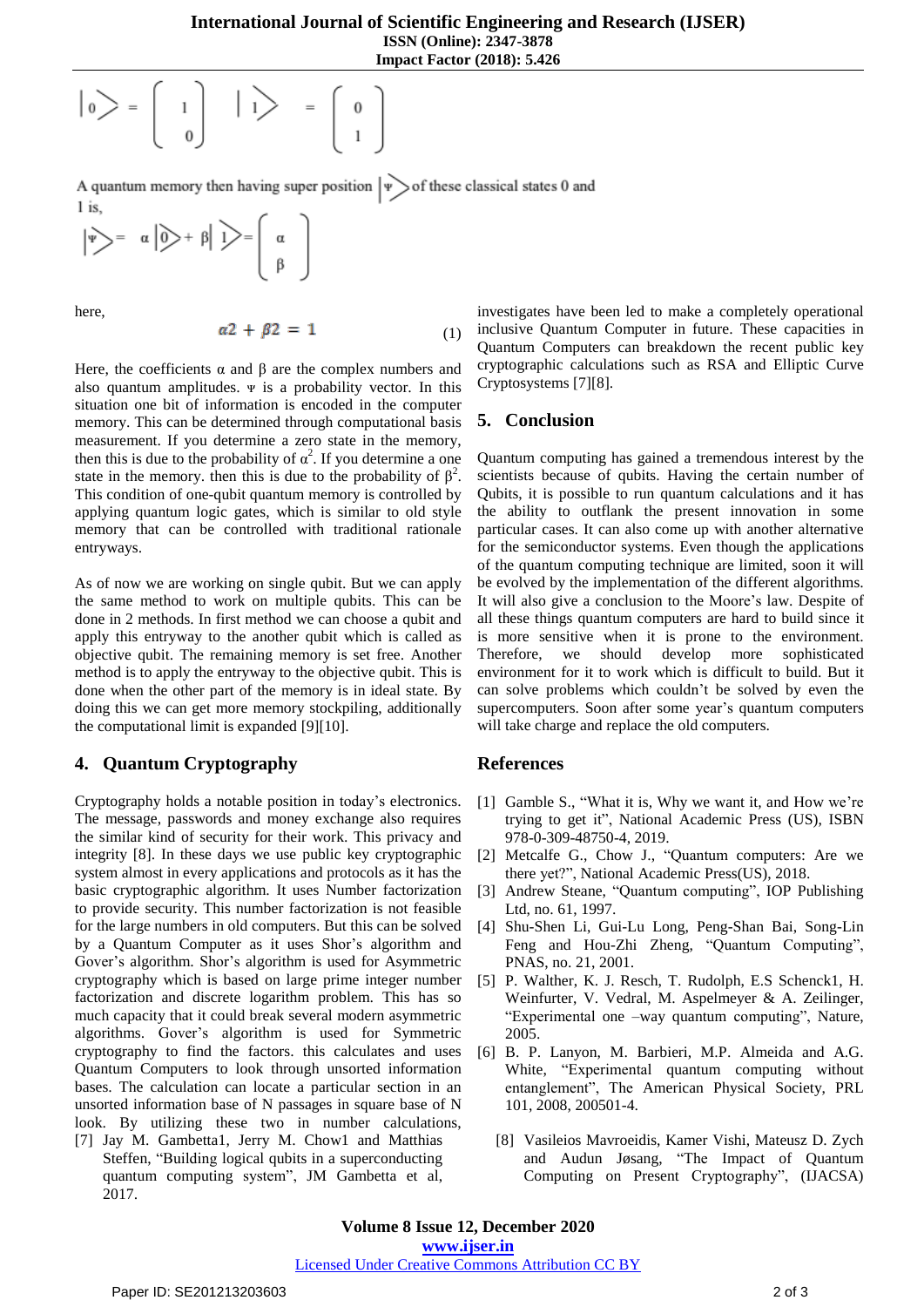$$|0\rangle = \begin{pmatrix} 1 \\ 0 \end{pmatrix} \quad |1\rangle = \begin{pmatrix} 0 \\ 1 \end{pmatrix}$$

A quantum memory then having super position $|\Psi\rangle$ of these classical states 0 and 1 is,

$$|\Psi\rangle = \alpha|0\rangle + \beta|1\rangle = \begin{pmatrix} \alpha \\ \beta \end{pmatrix}$$

here,

$$\alpha 2 + \beta 2 = 1 \quad (1)$$

Here, the coefficients α and β are the complex numbers and also quantum amplitudes. Ψ is a probability vector. In this situation one bit of information is encoded in the computer memory. This can be determined through computational basis measurement. If you determine a zero state in the memory, then this is due to the probability of $\alpha^2$. If you determine a one state in the memory. then this is due to the probability of $\beta^2$. This condition of one-qubit quantum memory is controlled by applying quantum logic gates, which is similar to old style memory that can be controlled with traditional rationale entryways.

As of now we are working on single qubit. But we can apply the same method to work on multiple qubits. This can be done in 2 methods. In first method we can choose a qubit and apply this entryway to the another qubit which is called as objective qubit. The remaining memory is set free. Another method is to apply the entryway to the objective qubit. This is done when the other part of the memory is in ideal state. By doing this we can get more memory stockpiling, additionally the computational limit is expanded [9][10].

## 4. Quantum Cryptography

Cryptography holds a notable position in today's electronics. The message, passwords and money exchange also requires the similar kind of security for their work. This privacy and integrity [8]. In these days we use public key cryptographic system almost in every applications and protocols as it has the basic cryptographic algorithm. It uses Number factorization to provide security. This number factorization is not feasible for the large numbers in old computers. But this can be solved by a Quantum Computer as it uses Shor's algorithm and Gover's algorithm. Shor's algorithm is used for Asymmetric cryptography which is based on large prime integer number factorization and discrete logarithm problem. This has so much capacity that it could break several modern asymmetric algorithms. Gover's algorithm is used for Symmetric cryptography to find the factors. this calculates and uses Quantum Computers to look through unsorted information bases. The calculation can locate a particular section in an unsorted information base of N passages in square base of N look. By utilizing these two in number calculations, investigates have been led to make a completely operational inclusive Quantum Computer in future. These capacities in Quantum Computers can breakdown the recent public key cryptographic calculations such as RSA and Elliptic Curve Cryptosystems [7][8].

## 5. Conclusion

Quantum computing has gained a tremendous interest by the scientists because of qubits. Having the certain number of Qubits, it is possible to run quantum calculations and it has the ability to outflank the present innovation in some particular cases. It can also come up with another alternative for the semiconductor systems. Even though the applications of the quantum computing technique are limited, soon it will be evolved by the implementation of the different algorithms. It will also give a conclusion to the Moore's law. Despite of all these things quantum computers are hard to build since it is more sensitive when it is prone to the environment. Therefore, we should develop more sophisticated environment for it to work which is difficult to build. But it can solve problems which couldn't be solved by even the supercomputers. Soon after some year's quantum computers will take charge and replace the old computers.

## References

[1] Gamble S., "What it is, Why we want it, and How we're trying to get it", National Academic Press (US), ISBN 978-0-309-48750-4, 2019.

[2] Metcalfe G., Chow J., "Quantum computers: Are we there yet?", National Academic Press(US), 2018.

[3] Andrew Steane, "Quantum computing", IOP Publishing Ltd, no. 61, 1997.

[4] Shu-Shen Li, Gui-Lu Long, Peng-Shan Bai, Song-Lin Feng and Hou-Zhi Zheng, "Quantum Computing", PNAS, no. 21, 2001.

[5] P. Walther, K. J. Resch, T. Rudolph, E.S Schenck1, H. Weinfurter, V. Vedral, M. Aspelmeyer & A. Zeilinger, "Experimental one –way quantum computing", Nature, 2005.

[6] B. P. Lanyon, M. Barbieri, M.P. Almeida and A.G. White, "Experimental quantum computing without entanglement", The American Physical Society, PRL 101, 2008, 200501-4.

[7] Jay M. Gambetta1, Jerry M. Chow1 and Matthias Steffen, "Building logical qubits in a superconducting quantum computing system", JM Gambetta et al, 2017.

[8] Vasileios Mavroeidis, Kamer Vishi, Mateusz D. Zych and Audun Jøsang, "The Impact of Quantum Computing on Present Cryptography", (IJACSA)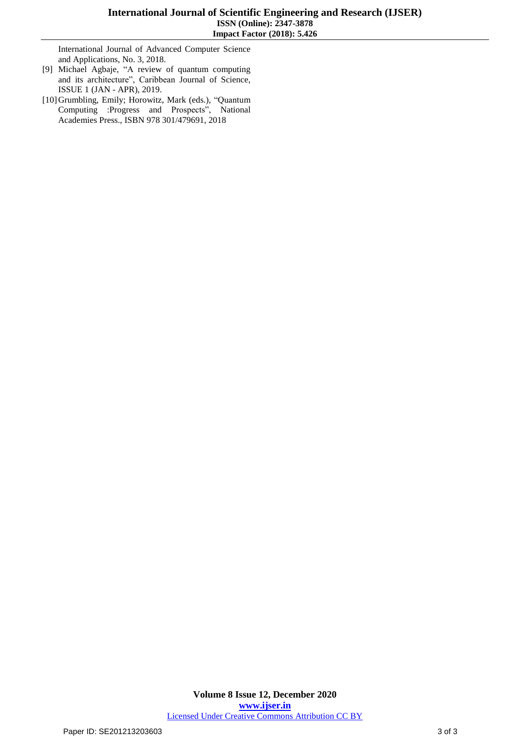International Journal of Advanced Computer Science and Applications, No. 3, 2018.

[9] Michael Agbaje, "A review of quantum computing and its architecture", Caribbean Journal of Science, ISSUE 1 (JAN - APR), 2019.

[10] Grumbling, Emily; Horowitz, Mark (eds.), "Quantum Computing :Progress and Prospects", National Academies Press., ISBN 978 301/479691, 2018